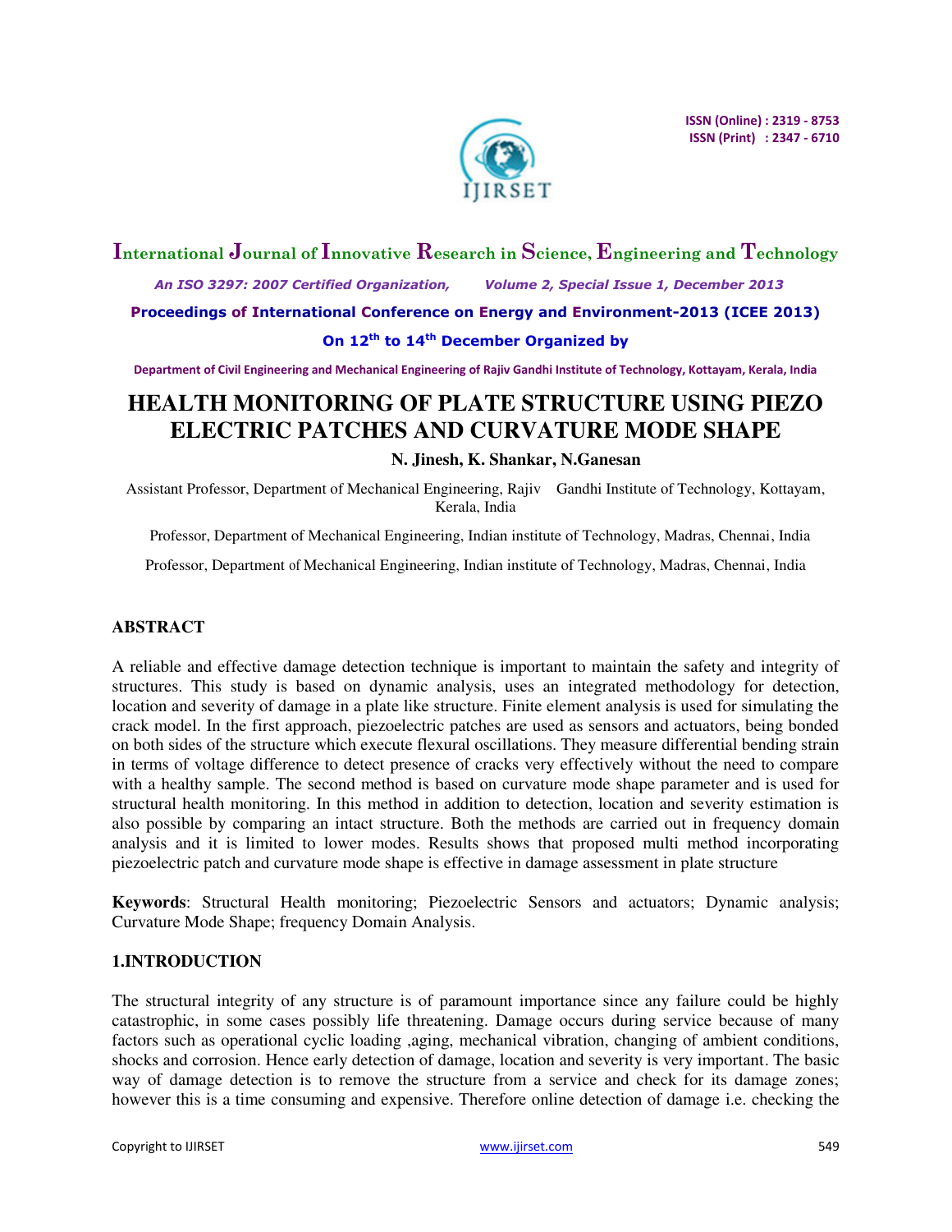ISSN (Online) : 2319 - 8753
ISSN (Print) : 2347 - 6710

# International Journal of Innovative Research in Science, Engineering and Technology

*An ISO 3297: 2007 Certified Organization, Volume 2, Special Issue 1, December 2013*

**Proceedings of International Conference on Energy and Environment-2013 (ICEE 2013)**

**On 12th to 14th December Organized by**

**Department of Civil Engineering and Mechanical Engineering of Rajiv Gandhi Institute of Technology, Kottayam, Kerala, India**

# HEALTH MONITORING OF PLATE STRUCTURE USING PIEZO ELECTRIC PATCHES AND CURVATURE MODE SHAPE

**N. Jinesh, K. Shankar, N.Ganesan**

Assistant Professor, Department of Mechanical Engineering, Rajiv Gandhi Institute of Technology, Kottayam, Kerala, India

Professor, Department of Mechanical Engineering, Indian institute of Technology, Madras, Chennai, India

Professor, Department of Mechanical Engineering, Indian institute of Technology, Madras, Chennai, India

## ABSTRACT

A reliable and effective damage detection technique is important to maintain the safety and integrity of structures. This study is based on dynamic analysis, uses an integrated methodology for detection, location and severity of damage in a plate like structure. Finite element analysis is used for simulating the crack model. In the first approach, piezoelectric patches are used as sensors and actuators, being bonded on both sides of the structure which execute flexural oscillations. They measure differential bending strain in terms of voltage difference to detect presence of cracks very effectively without the need to compare with a healthy sample. The second method is based on curvature mode shape parameter and is used for structural health monitoring. In this method in addition to detection, location and severity estimation is also possible by comparing an intact structure. Both the methods are carried out in frequency domain analysis and it is limited to lower modes. Results shows that proposed multi method incorporating piezoelectric patch and curvature mode shape is effective in damage assessment in plate structure

**Keywords**: Structural Health monitoring; Piezoelectric Sensors and actuators; Dynamic analysis; Curvature Mode Shape; frequency Domain Analysis.

## 1.INTRODUCTION

The structural integrity of any structure is of paramount importance since any failure could be highly catastrophic, in some cases possibly life threatening. Damage occurs during service because of many factors such as operational cyclic loading ,aging, mechanical vibration, changing of ambient conditions, shocks and corrosion. Hence early detection of damage, location and severity is very important. The basic way of damage detection is to remove the structure from a service and check for its damage zones; however this is a time consuming and expensive. Therefore online detection of damage i.e. checking the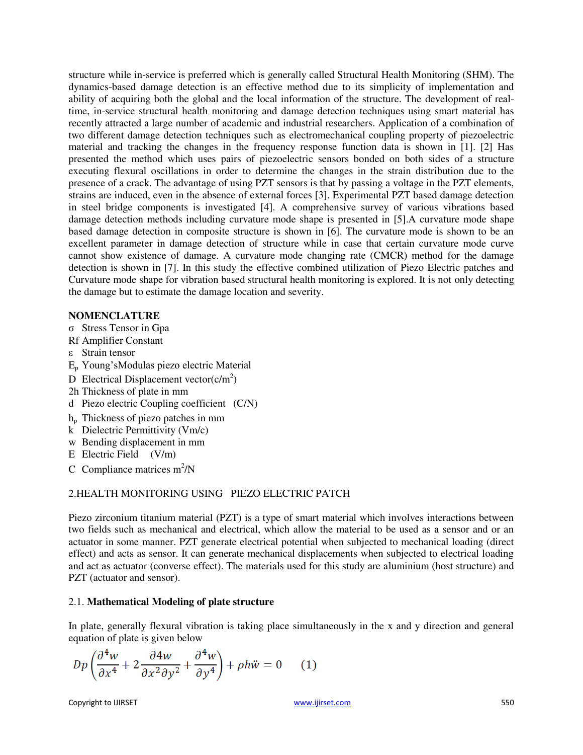structure while in-service is preferred which is generally called Structural Health Monitoring (SHM). The dynamics-based damage detection is an effective method due to its simplicity of implementation and ability of acquiring both the global and the local information of the structure. The development of real-time, in-service structural health monitoring and damage detection techniques using smart material has recently attracted a large number of academic and industrial researchers. Application of a combination of two different damage detection techniques such as electromechanical coupling property of piezoelectric material and tracking the changes in the frequency response function data is shown in [1]. [2] Has presented the method which uses pairs of piezoelectric sensors bonded on both sides of a structure executing flexural oscillations in order to determine the changes in the strain distribution due to the presence of a crack. The advantage of using PZT sensors is that by passing a voltage in the PZT elements, strains are induced, even in the absence of external forces [3]. Experimental PZT based damage detection in steel bridge components is investigated [4]. A comprehensive survey of various vibrations based damage detection methods including curvature mode shape is presented in [5].A curvature mode shape based damage detection in composite structure is shown in [6]. The curvature mode is shown to be an excellent parameter in damage detection of structure while in case that certain curvature mode curve cannot show existence of damage. A curvature mode changing rate (CMCR) method for the damage detection is shown in [7]. In this study the effective combined utilization of Piezo Electric patches and Curvature mode shape for vibration based structural health monitoring is explored. It is not only detecting the damage but to estimate the damage location and severity.

**NOMENCLATURE**

- $\sigma$ Stress Tensor in Gpa
- Rf Amplifier Constant
- $\varepsilon$ Strain tensor
- $E_p$ Young'sModulas piezo electric Material
- D Electrical Displacement vector(c/m$^2$)
- 2h Thickness of plate in mm
- d Piezo electric Coupling coefficient (C/N)
- $h_p$ Thickness of piezo patches in mm
- k Dielectric Permittivity (Vm/c)
- w Bending displacement in mm
- E Electric Field (V/m)
- C Compliance matrices m$^2$/N

## 2.HEALTH MONITORING USING PIEZO ELECTRIC PATCH

Piezo zirconium titanium material (PZT) is a type of smart material which involves interactions between two fields such as mechanical and electrical, which allow the material to be used as a sensor and or an actuator in some manner. PZT generate electrical potential when subjected to mechanical loading (direct effect) and acts as sensor. It can generate mechanical displacements when subjected to electrical loading and act as actuator (converse effect). The materials used for this study are aluminium (host structure) and PZT (actuator and sensor).

### 2.1. **Mathematical Modeling of plate structure**

In plate, generally flexural vibration is taking place simultaneously in the x and y direction and general equation of plate is given below

$$Dp\left(\frac{\partial^4 w}{\partial x^4} + 2\frac{\partial 4w}{\partial x^2 \partial y^2} + \frac{\partial^4 w}{\partial y^4}\right) + \rho h\ddot{w} = 0 \qquad (1)$$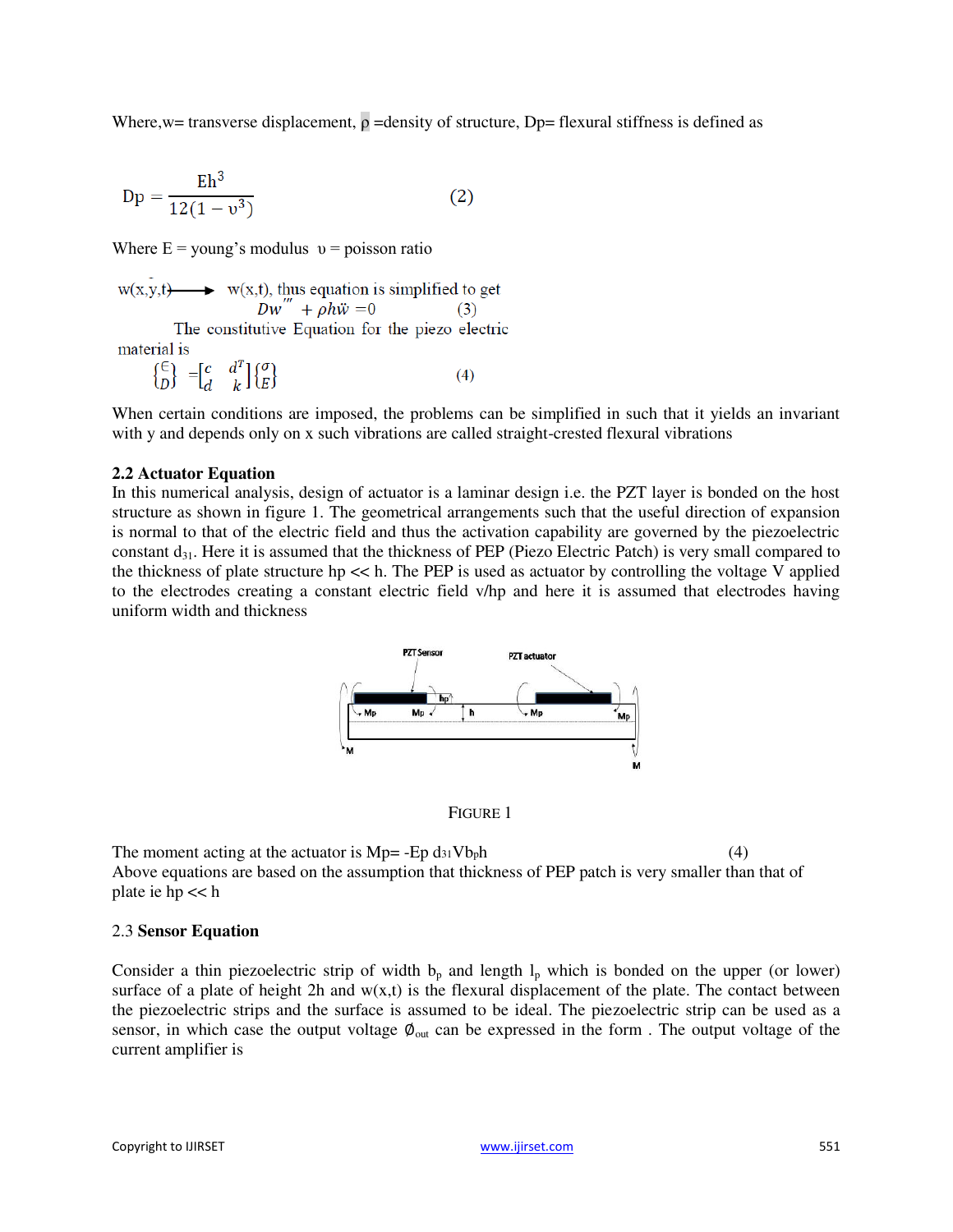Where,w= transverse displacement, ρ =density of structure, Dp= flexural stiffness is defined as

$$Dp = \frac{Eh^3}{12(1 - \upsilon^3)} \qquad (2)$$

Where E = young's modulus υ = poisson ratio

w(x,y,t) ⟶ w(x,t), thus equation is simplified to get

$$Dw''' + \rho h\ddot{w} = 0 \qquad (3)$$

The constitutive Equation for the piezo electric material is

$$\begin{Bmatrix} \epsilon \\ D \end{Bmatrix} = \begin{bmatrix} c & d^T \\ d & k \end{bmatrix} \begin{Bmatrix} \sigma \\ E \end{Bmatrix} \qquad (4)$$

When certain conditions are imposed, the problems can be simplified in such that it yields an invariant with y and depends only on x such vibrations are called straight-crested flexural vibrations

### 2.2 Actuator Equation

In this numerical analysis, design of actuator is a laminar design i.e. the PZT layer is bonded on the host structure as shown in figure 1. The geometrical arrangements such that the useful direction of expansion is normal to that of the electric field and thus the activation capability are governed by the piezoelectric constant $d_{31}$. Here it is assumed that the thickness of PEP (Piezo Electric Patch) is very small compared to the thickness of plate structure hp << h. The PEP is used as actuator by controlling the voltage V applied to the electrodes creating a constant electric field v/hp and here it is assumed that electrodes having uniform width and thickness

FIGURE 1

The moment acting at the actuator is $M_p = -E_p d_{31} V b_p h$ (4)

Above equations are based on the assumption that thickness of PEP patch is very smaller than that of plate ie hp << h

### 2.3 Sensor Equation

Consider a thin piezoelectric strip of width $b_p$ and length $l_p$ which is bonded on the upper (or lower) surface of a plate of height 2h and w(x,t) is the flexural displacement of the plate. The contact between the piezoelectric strips and the surface is assumed to be ideal. The piezoelectric strip can be used as a sensor, in which case the output voltage $\emptyset_{out}$ can be expressed in the form . The output voltage of the current amplifier is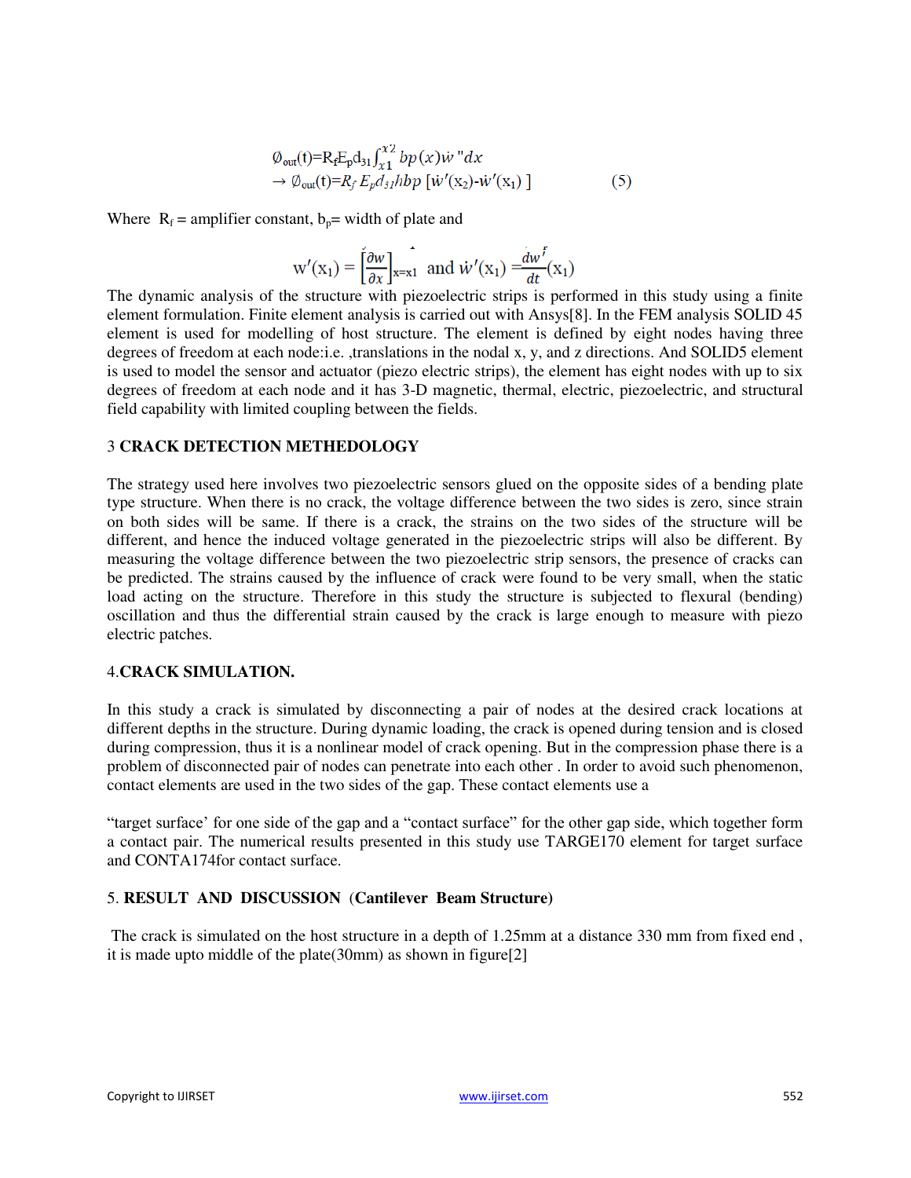$$\emptyset_{out}(t)=R_f E_p d_{31}\int_{x1}^{x2} bp(x)\dot{w}''dx$$
$$\rightarrow \emptyset_{out}(t)=R_f E_p d_{31} hbp\ [\dot{w}'(x_2)-\dot{w}'(x_1)] \qquad (5)$$

Where $R_f$ = amplifier constant, $b_p$= width of plate and

$$w'(x_1) = \left[\frac{\partial w}{\partial x}\right]_{x=x1} \text{ and } \dot{w}'(x_1) = \frac{dw'}{dt}(x_1)$$

The dynamic analysis of the structure with piezoelectric strips is performed in this study using a finite element formulation. Finite element analysis is carried out with Ansys[8]. In the FEM analysis SOLID 45 element is used for modelling of host structure. The element is defined by eight nodes having three degrees of freedom at each node:i.e. ,translations in the nodal x, y, and z directions. And SOLID5 element is used to model the sensor and actuator (piezo electric strips), the element has eight nodes with up to six degrees of freedom at each node and it has 3-D magnetic, thermal, electric, piezoelectric, and structural field capability with limited coupling between the fields.

## 3 CRACK DETECTION METHEDOLOGY

The strategy used here involves two piezoelectric sensors glued on the opposite sides of a bending plate type structure. When there is no crack, the voltage difference between the two sides is zero, since strain on both sides will be same. If there is a crack, the strains on the two sides of the structure will be different, and hence the induced voltage generated in the piezoelectric strips will also be different. By measuring the voltage difference between the two piezoelectric strip sensors, the presence of cracks can be predicted. The strains caused by the influence of crack were found to be very small, when the static load acting on the structure. Therefore in this study the structure is subjected to flexural (bending) oscillation and thus the differential strain caused by the crack is large enough to measure with piezo electric patches.

## 4.CRACK SIMULATION.

In this study a crack is simulated by disconnecting a pair of nodes at the desired crack locations at different depths in the structure. During dynamic loading, the crack is opened during tension and is closed during compression, thus it is a nonlinear model of crack opening. But in the compression phase there is a problem of disconnected pair of nodes can penetrate into each other . In order to avoid such phenomenon, contact elements are used in the two sides of the gap. These contact elements use a

"target surface' for one side of the gap and a "contact surface" for the other gap side, which together form a contact pair. The numerical results presented in this study use TARGE170 element for target surface and CONTA174for contact surface.

## 5. RESULT AND DISCUSSION (Cantilever Beam Structure)

The crack is simulated on the host structure in a depth of 1.25mm at a distance 330 mm from fixed end , it is made upto middle of the plate(30mm) as shown in figure[2]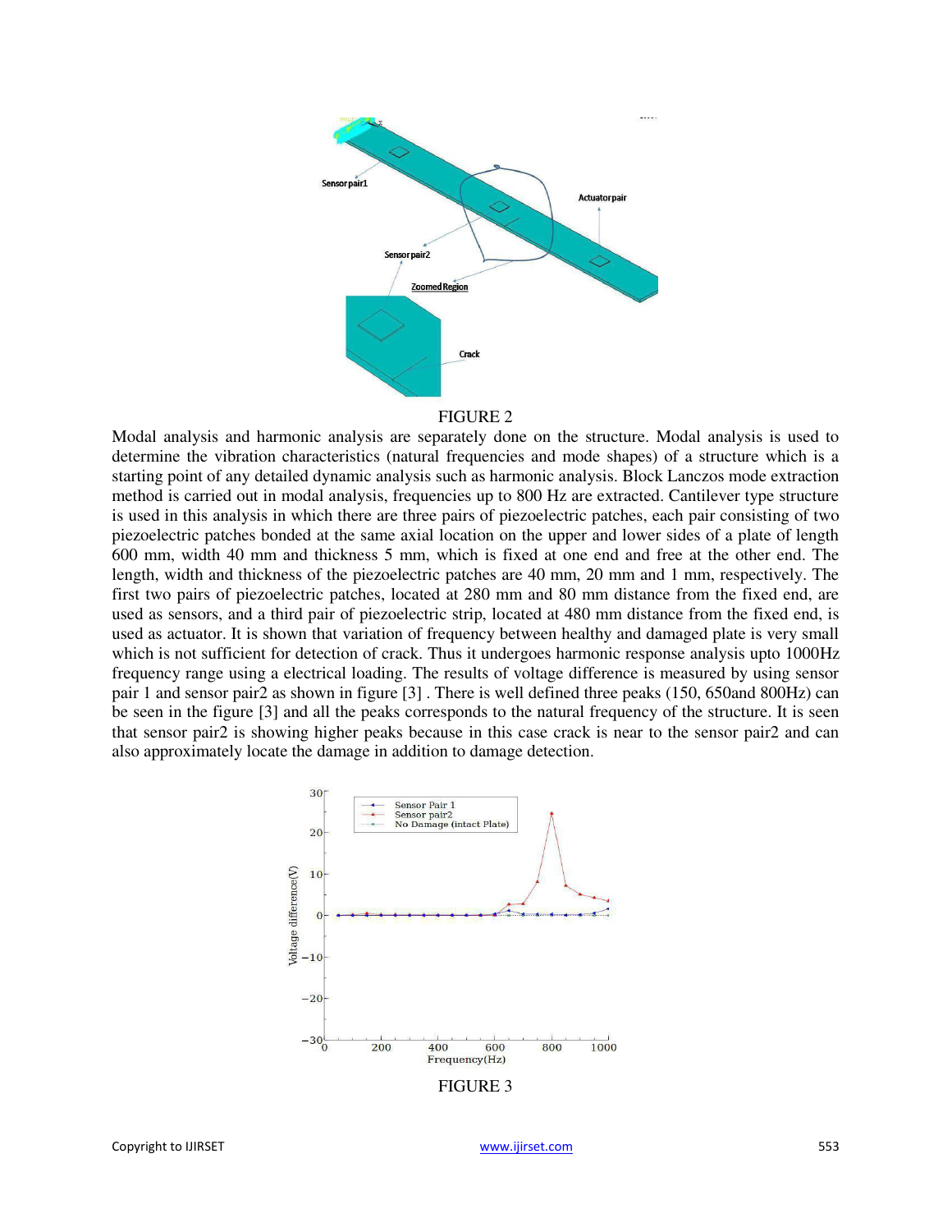FIGURE 2

Modal analysis and harmonic analysis are separately done on the structure. Modal analysis is used to determine the vibration characteristics (natural frequencies and mode shapes) of a structure which is a starting point of any detailed dynamic analysis such as harmonic analysis. Block Lanczos mode extraction method is carried out in modal analysis, frequencies up to 800 Hz are extracted. Cantilever type structure is used in this analysis in which there are three pairs of piezoelectric patches, each pair consisting of two piezoelectric patches bonded at the same axial location on the upper and lower sides of a plate of length 600 mm, width 40 mm and thickness 5 mm, which is fixed at one end and free at the other end. The length, width and thickness of the piezoelectric patches are 40 mm, 20 mm and 1 mm, respectively. The first two pairs of piezoelectric patches, located at 280 mm and 80 mm distance from the fixed end, are used as sensors, and a third pair of piezoelectric strip, located at 480 mm distance from the fixed end, is used as actuator. It is shown that variation of frequency between healthy and damaged plate is very small which is not sufficient for detection of crack. Thus it undergoes harmonic response analysis upto 1000Hz frequency range using a electrical loading. The results of voltage difference is measured by using sensor pair 1 and sensor pair2 as shown in figure [3] . There is well defined three peaks (150, 650and 800Hz) can be seen in the figure [3] and all the peaks corresponds to the natural frequency of the structure. It is seen that sensor pair2 is showing higher peaks because in this case crack is near to the sensor pair2 and can also approximately locate the damage in addition to damage detection.

FIGURE 3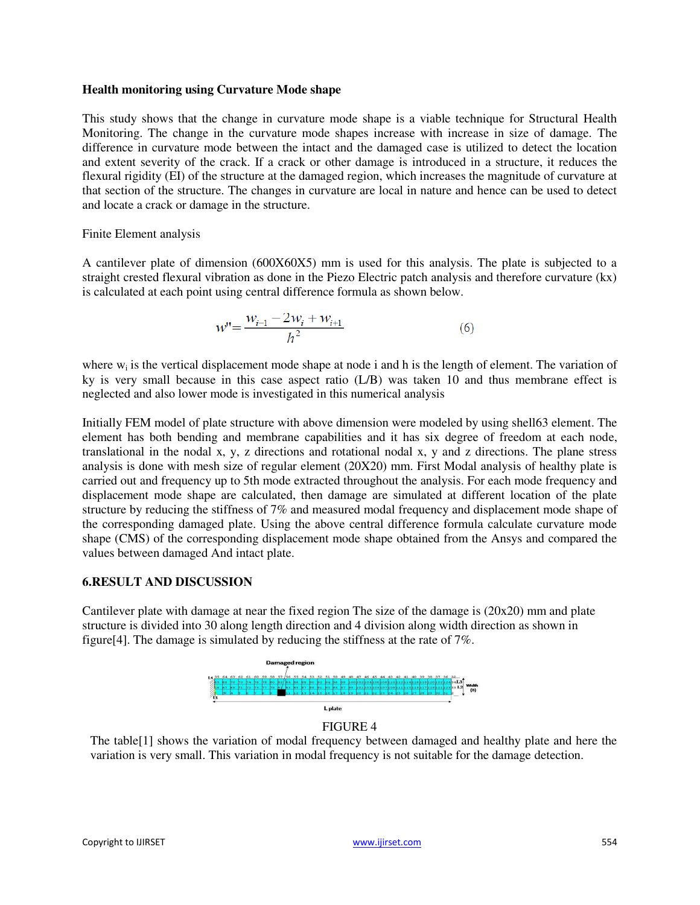**Health monitoring using Curvature Mode shape**

This study shows that the change in curvature mode shape is a viable technique for Structural Health Monitoring. The change in the curvature mode shapes increase with increase in size of damage. The difference in curvature mode between the intact and the damaged case is utilized to detect the location and extent severity of the crack. If a crack or other damage is introduced in a structure, it reduces the flexural rigidity (EI) of the structure at the damaged region, which increases the magnitude of curvature at that section of the structure. The changes in curvature are local in nature and hence can be used to detect and locate a crack or damage in the structure.

Finite Element analysis

A cantilever plate of dimension (600X60X5) mm is used for this analysis. The plate is subjected to a straight crested flexural vibration as done in the Piezo Electric patch analysis and therefore curvature (kx) is calculated at each point using central difference formula as shown below.

$$w'' = \frac{w_{i-1} - 2w_i + w_{i+1}}{h^2} \qquad (6)$$

where $w_i$ is the vertical displacement mode shape at node i and h is the length of element. The variation of ky is very small because in this case aspect ratio (L/B) was taken 10 and thus membrane effect is neglected and also lower mode is investigated in this numerical analysis

Initially FEM model of plate structure with above dimension were modeled by using shell63 element. The element has both bending and membrane capabilities and it has six degree of freedom at each node, translational in the nodal x, y, z directions and rotational nodal x, y and z directions. The plane stress analysis is done with mesh size of regular element (20X20) mm. First Modal analysis of healthy plate is carried out and frequency up to 5th mode extracted throughout the analysis. For each mode frequency and displacement mode shape are calculated, then damage are simulated at different location of the plate structure by reducing the stiffness of 7% and measured modal frequency and displacement mode shape of the corresponding damaged plate. Using the above central difference formula calculate curvature mode shape (CMS) of the corresponding displacement mode shape obtained from the Ansys and compared the values between damaged And intact plate.

## 6.RESULT AND DISCUSSION

Cantilever plate with damage at near the fixed region The size of the damage is (20x20) mm and plate structure is divided into 30 along length direction and 4 division along width direction as shown in figure[4]. The damage is simulated by reducing the stiffness at the rate of 7%.

FIGURE 4

The table[1] shows the variation of modal frequency between damaged and healthy plate and here the variation is very small. This variation in modal frequency is not suitable for the damage detection.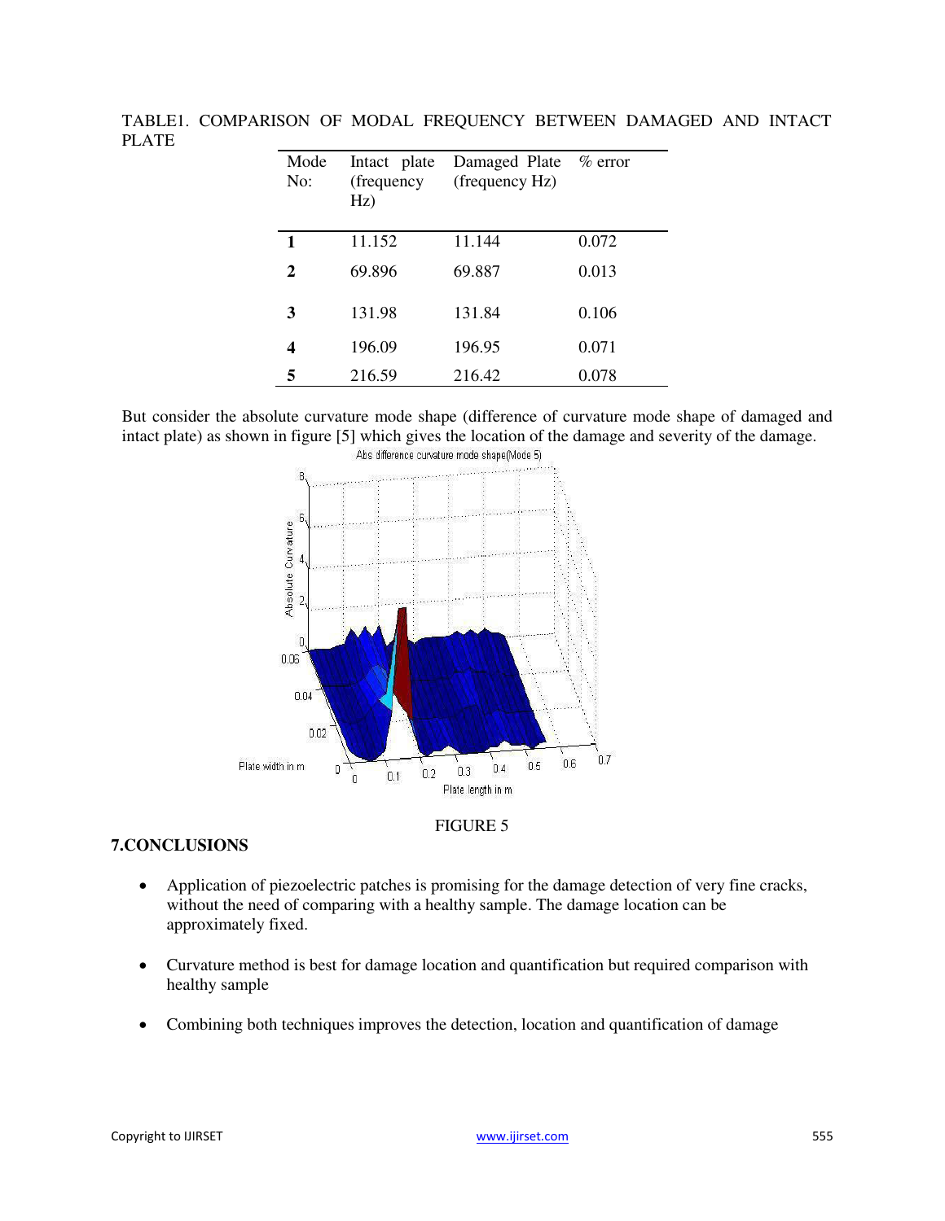TABLE1. COMPARISON OF MODAL FREQUENCY BETWEEN DAMAGED AND INTACT PLATE

| Mode No: | Intact plate (frequency Hz) | Damaged Plate (frequency Hz) | % error |
|---|---|---|---|
| **1** | 11.152 | 11.144 | 0.072 |
| **2** | 69.896 | 69.887 | 0.013 |
| **3** | 131.98 | 131.84 | 0.106 |
| **4** | 196.09 | 196.95 | 0.071 |
| **5** | 216.59 | 216.42 | 0.078 |

But consider the absolute curvature mode shape (difference of curvature mode shape of damaged and intact plate) as shown in figure [5] which gives the location of the damage and severity of the damage.

FIGURE 5

## 7.CONCLUSIONS

- Application of piezoelectric patches is promising for the damage detection of very fine cracks, without the need of comparing with a healthy sample. The damage location can be approximately fixed.
- Curvature method is best for damage location and quantification but required comparison with healthy sample
- Combining both techniques improves the detection, location and quantification of damage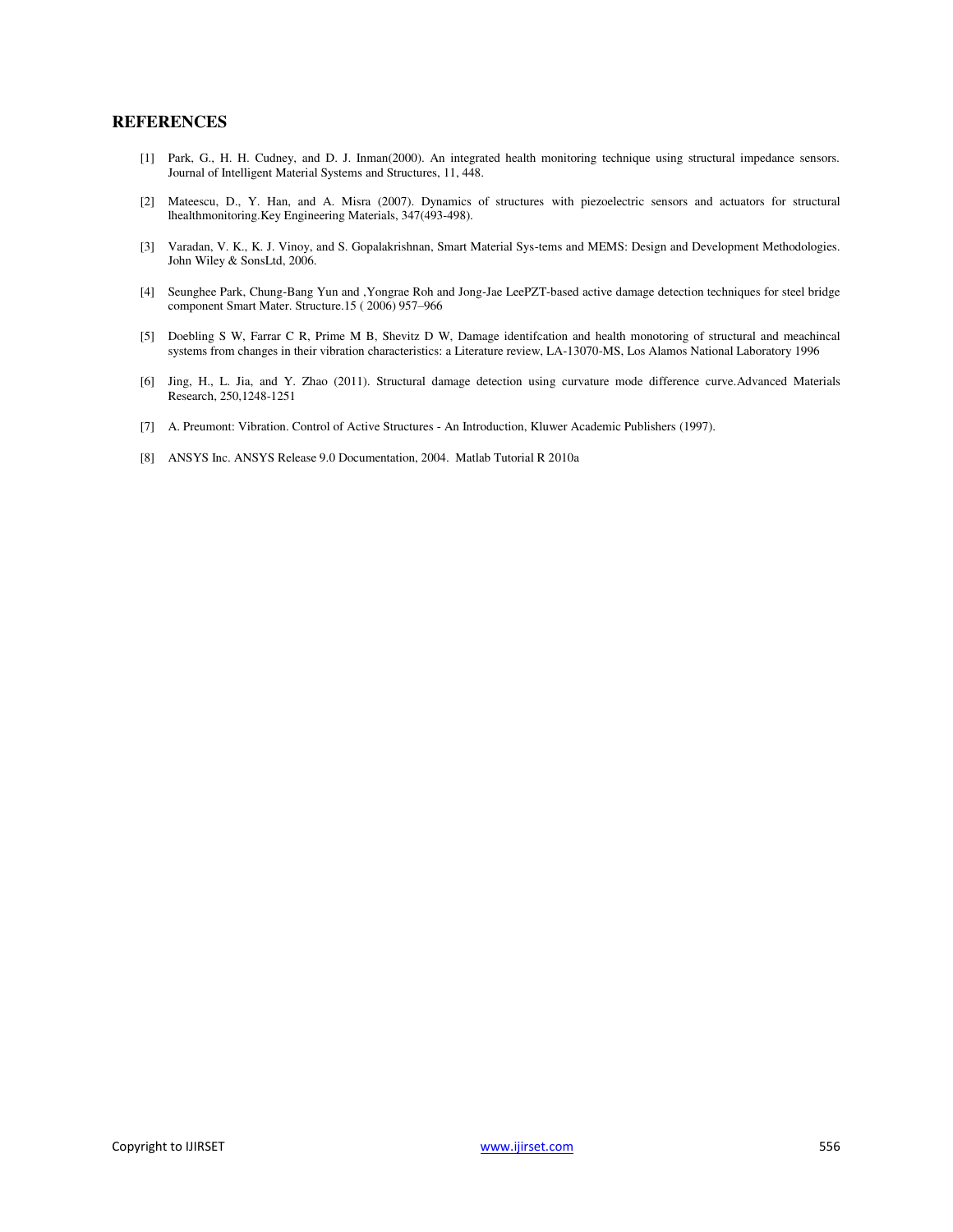## REFERENCES

[1] Park, G., H. H. Cudney, and D. J. Inman(2000). An integrated health monitoring technique using structural impedance sensors. Journal of Intelligent Material Systems and Structures, 11, 448.

[2] Mateescu, D., Y. Han, and A. Misra (2007). Dynamics of structures with piezoelectric sensors and actuators for structural lhealthmonitoring.Key Engineering Materials, 347(493-498).

[3] Varadan, V. K., K. J. Vinoy, and S. Gopalakrishnan, Smart Material Sys-tems and MEMS: Design and Development Methodologies. John Wiley & SonsLtd, 2006.

[4] Seunghee Park, Chung-Bang Yun and ,Yongrae Roh and Jong-Jae LeePZT-based active damage detection techniques for steel bridge component Smart Mater. Structure.15 ( 2006) 957–966

[5] Doebling S W, Farrar C R, Prime M B, Shevitz D W, Damage identifcation and health monotoring of structural and meachincal systems from changes in their vibration characteristics: a Literature review, LA-13070-MS, Los Alamos National Laboratory 1996

[6] Jing, H., L. Jia, and Y. Zhao (2011). Structural damage detection using curvature mode difference curve.Advanced Materials Research, 250,1248-1251

[7] A. Preumont: Vibration. Control of Active Structures - An Introduction, Kluwer Academic Publishers (1997).

[8] ANSYS Inc. ANSYS Release 9.0 Documentation, 2004. Matlab Tutorial R 2010a